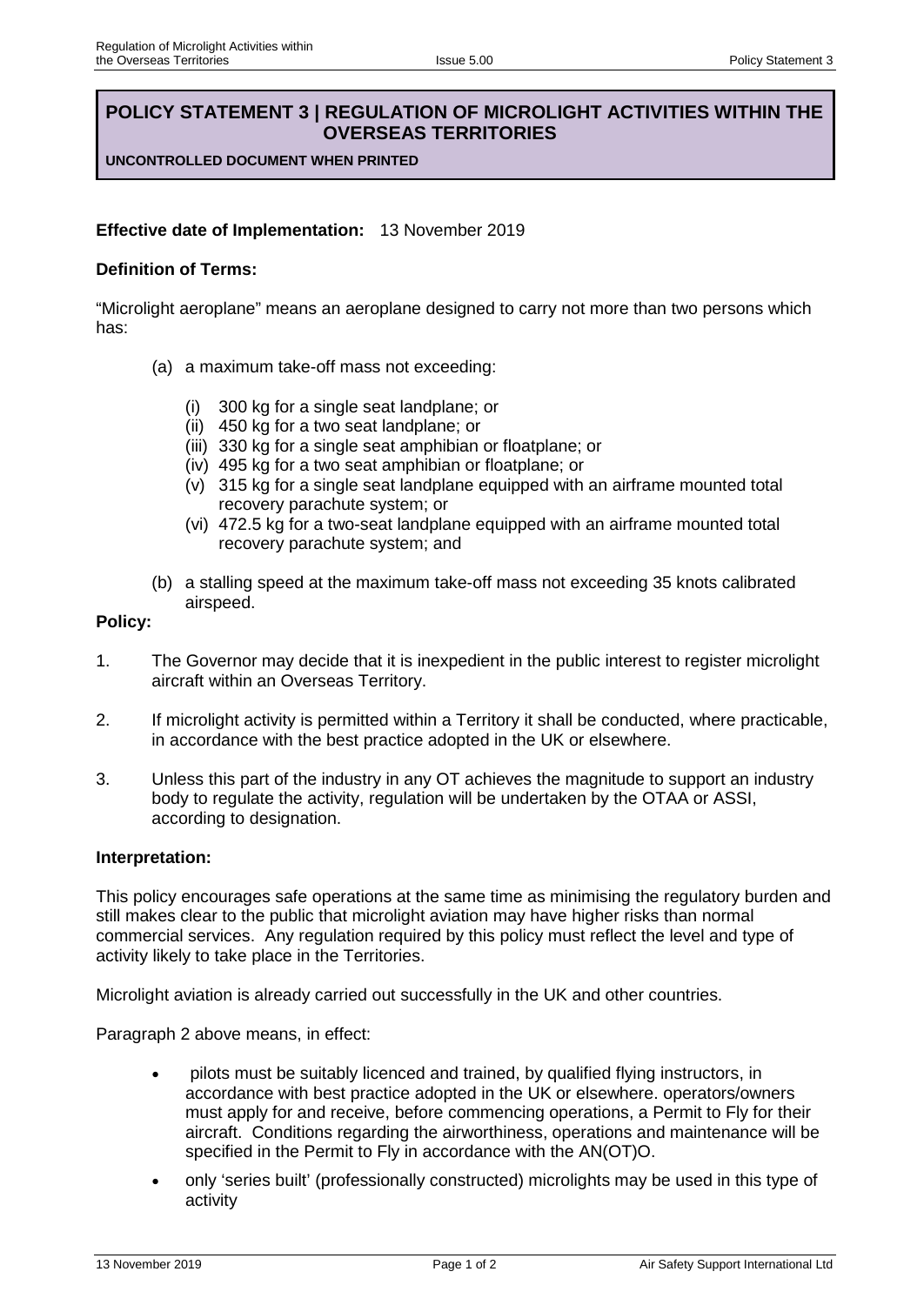# POLICY STATEMENT 3 | REGULATION OF MICROLIGHT ACTIVITIES WITHIN THE OVERSEAS TERRITORIES

**UNCONTROLLED DOCUMENT WHEN PRINTED**

**Effective date of Implementation:** 13 November 2019

**Definition of Terms:**

"Microlight aeroplane" means an aeroplane designed to carry not more than two persons which has:

(a) a maximum take-off mass not exceeding:

  (i) 300 kg for a single seat landplane; or
  (ii) 450 kg for a two seat landplane; or
  (iii) 330 kg for a single seat amphibian or floatplane; or
  (iv) 495 kg for a two seat amphibian or floatplane; or
  (v) 315 kg for a single seat landplane equipped with an airframe mounted total recovery parachute system; or
  (vi) 472.5 kg for a two-seat landplane equipped with an airframe mounted total recovery parachute system; and

(b) a stalling speed at the maximum take-off mass not exceeding 35 knots calibrated airspeed.

**Policy:**

1. The Governor may decide that it is inexpedient in the public interest to register microlight aircraft within an Overseas Territory.

2. If microlight activity is permitted within a Territory it shall be conducted, where practicable, in accordance with the best practice adopted in the UK or elsewhere.

3. Unless this part of the industry in any OT achieves the magnitude to support an industry body to regulate the activity, regulation will be undertaken by the OTAA or ASSI, according to designation.

**Interpretation:**

This policy encourages safe operations at the same time as minimising the regulatory burden and still makes clear to the public that microlight aviation may have higher risks than normal commercial services. Any regulation required by this policy must reflect the level and type of activity likely to take place in the Territories.

Microlight aviation is already carried out successfully in the UK and other countries.

Paragraph 2 above means, in effect:

- pilots must be suitably licenced and trained, by qualified flying instructors, in accordance with best practice adopted in the UK or elsewhere. operators/owners must apply for and receive, before commencing operations, a Permit to Fly for their aircraft. Conditions regarding the airworthiness, operations and maintenance will be specified in the Permit to Fly in accordance with the AN(OT)O.
- only 'series built' (professionally constructed) microlights may be used in this type of activity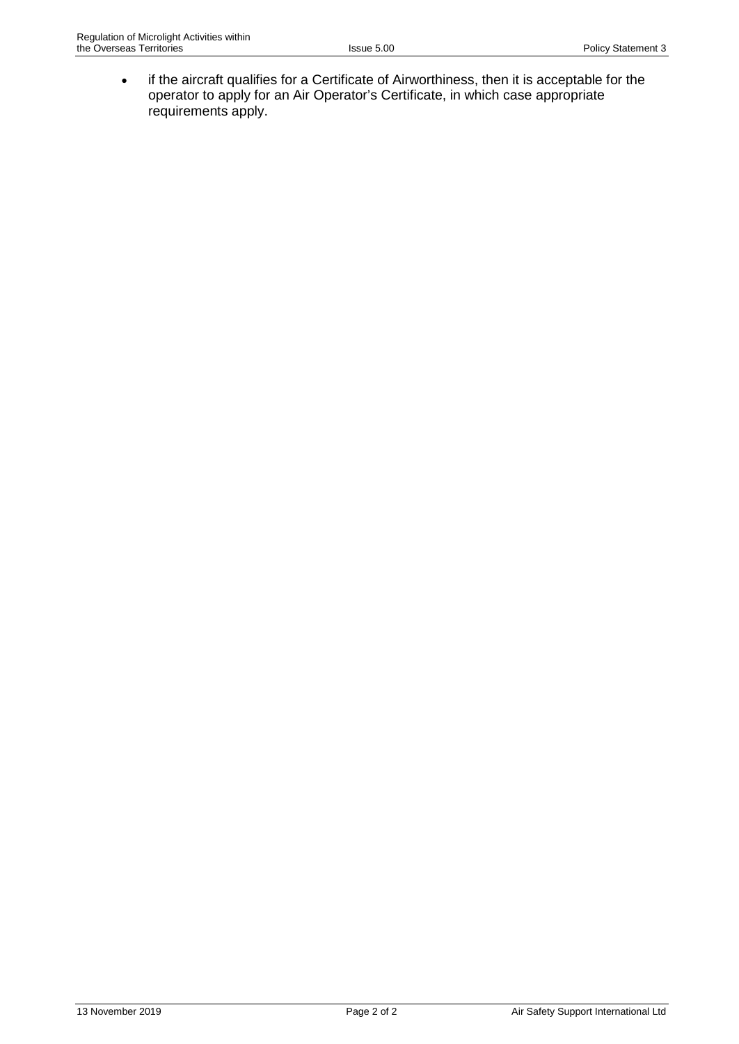- if the aircraft qualifies for a Certificate of Airworthiness, then it is acceptable for the operator to apply for an Air Operator's Certificate, in which case appropriate requirements apply.